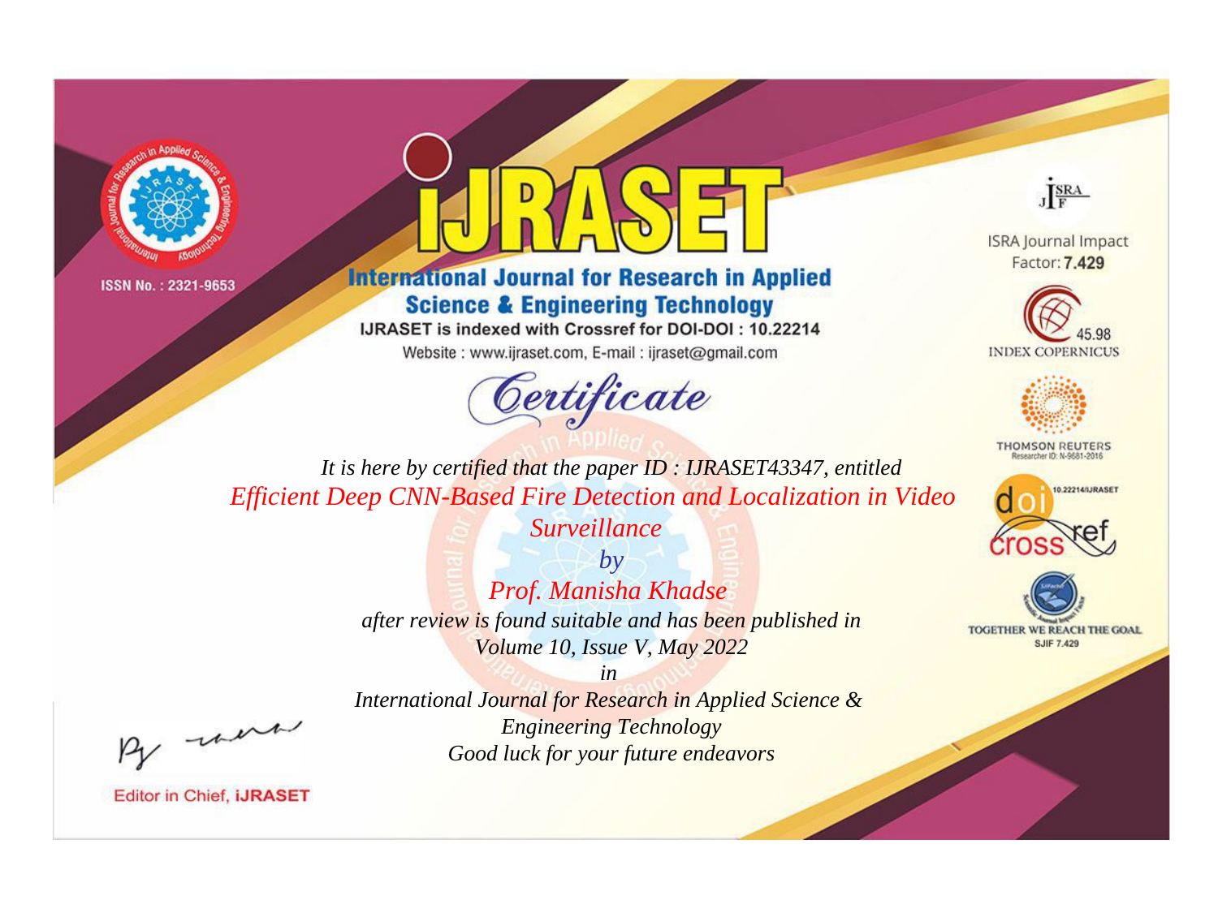ISSN No. : 2321-9653

# IJRASET

## International Journal for Research in Applied Science & Engineering Technology

IJRASET is indexed with Crossref for DOI-DOI : 10.22214

Website : www.ijraset.com, E-mail : ijraset@gmail.com

ISRA Journal Impact Factor: **7.429**

45.98 INDEX COPERNICUS

THOMSON REUTERS Researcher ID: N-9681-2016

10.22214/IJRASET

TOGETHER WE REACH THE GOAL SJIF 7.429

## *Certificate*

*It is here by certified that the paper ID : IJRASET43347, entitled*

*Efficient Deep CNN-Based Fire Detection and Localization in Video Surveillance*

*by*

*Prof. Manisha Khadse*

*after review is found suitable and has been published in*

*Volume 10, Issue V, May 2022*

*in*

*International Journal for Research in Applied Science & Engineering Technology*

*Good luck for your future endeavors*

Editor in Chief, **iJRASET**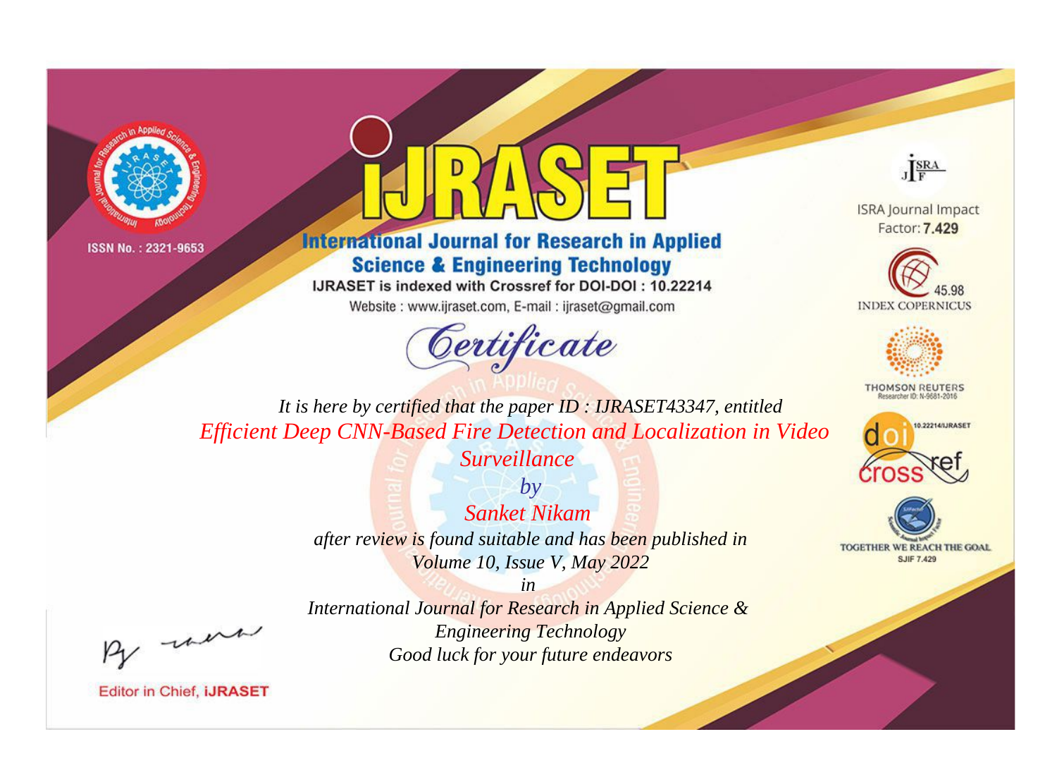ISSN No. : 2321-9653

# iJRASET

## International Journal for Research in Applied Science & Engineering Technology

IJRASET is indexed with Crossref for DOI-DOI : 10.22214

Website : www.ijraset.com, E-mail : ijraset@gmail.com

*Certificate*

*It is here by certified that the paper ID : IJRASET43347, entitled*

*Efficient Deep CNN-Based Fire Detection and Localization in Video Surveillance*

*by*

*Sanket Nikam*

*after review is found suitable and has been published in*

*Volume 10, Issue V, May 2022*

*in*

*International Journal for Research in Applied Science & Engineering Technology*

*Good luck for your future endeavors*

ISRA Journal Impact Factor: **7.429**

45.98 INDEX COPERNICUS

THOMSON REUTERS Researcher ID: N-9681-2016

10.22214/IJRASET

TOGETHER WE REACH THE GOAL SJIF 7.429

Editor in Chief, **iJRASET**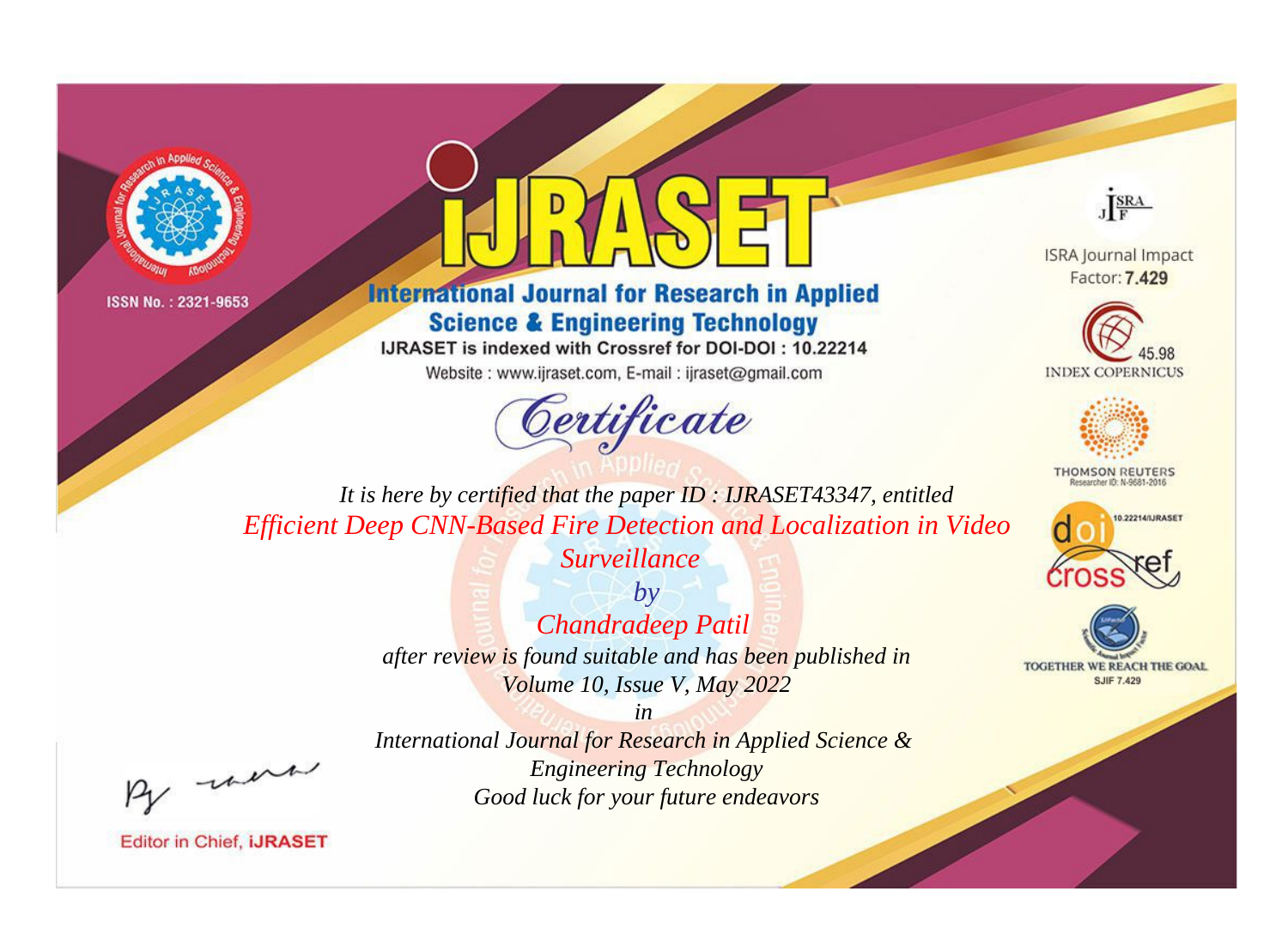ISSN No. : 2321-9653

# iJRASET

## International Journal for Research in Applied Science & Engineering Technology

IJRASET is indexed with Crossref for DOI-DOI : 10.22214

Website : www.ijraset.com, E-mail : ijraset@gmail.com

# Certificate

*It is here by certified that the paper ID : IJRASET43347, entitled*

*Efficient Deep CNN-Based Fire Detection and Localization in Video Surveillance*

*by*

*Chandradeep Patil*

*after review is found suitable and has been published in*

*Volume 10, Issue V, May 2022*

*in*

*International Journal for Research in Applied Science & Engineering Technology*

*Good luck for your future endeavors*

ISRA Journal Impact Factor: **7.429**

45.98 INDEX COPERNICUS

THOMSON REUTERS Researcher ID: N-9681-2016

10.22214/IJRASET

TOGETHER WE REACH THE GOAL SJIF 7.429

Editor in Chief, **iJRASET**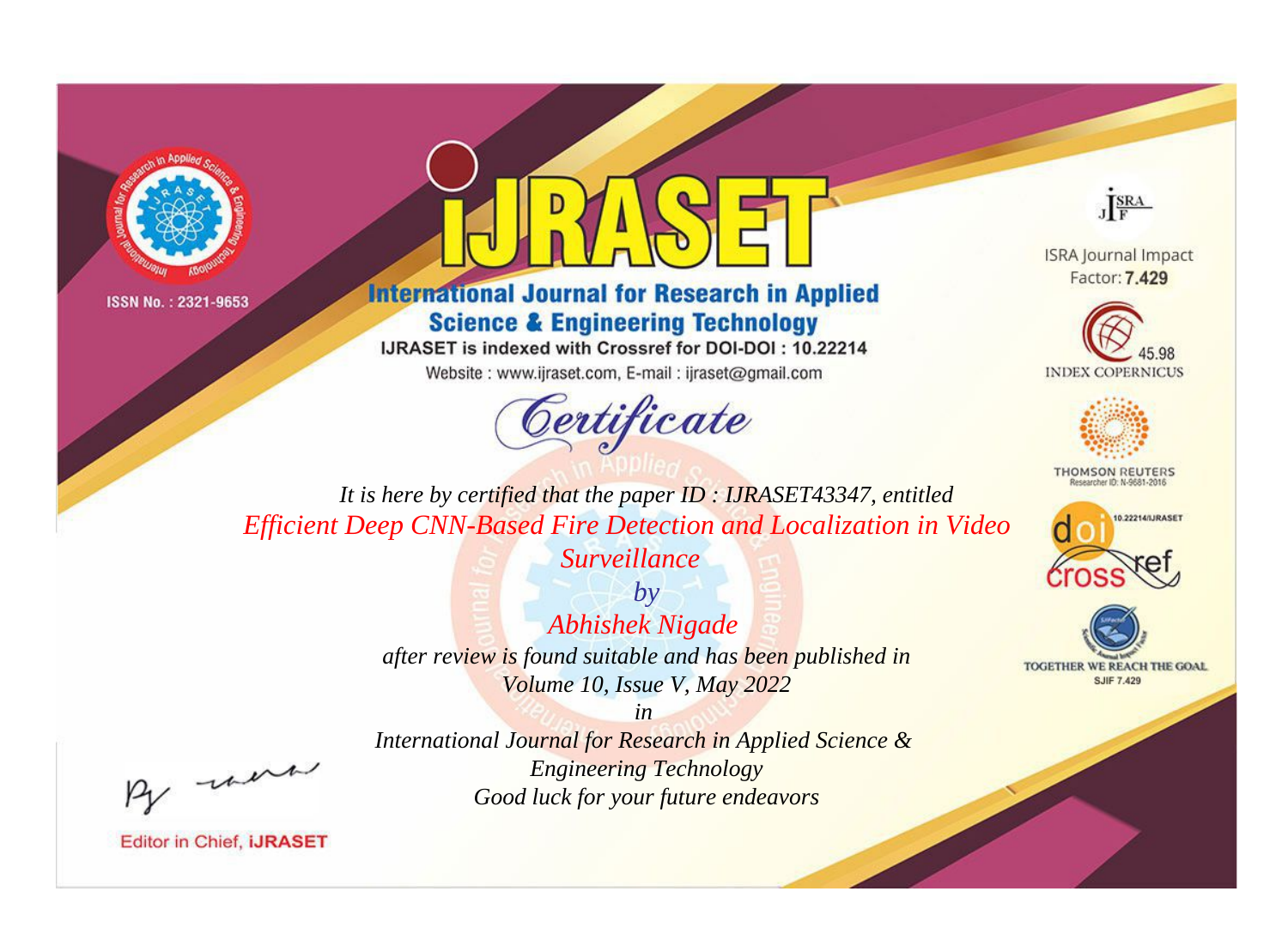ISSN No. : 2321-9653

# iJRASET

## International Journal for Research in Applied Science & Engineering Technology

IJRASET is indexed with Crossref for DOI-DOI : 10.22214

Website : www.ijraset.com, E-mail : ijraset@gmail.com

ISRA Journal Impact Factor: **7.429**

45.98 INDEX COPERNICUS

THOMSON REUTERS Researcher ID: N-9681-2016

10.22214/IJRASET

TOGETHER WE REACH THE GOAL SJIF 7.429

# *Certificate*

*It is here by certified that the paper ID : IJRASET43347, entitled*

*Efficient Deep CNN-Based Fire Detection and Localization in Video Surveillance*

*by*

*Abhishek Nigade*

*after review is found suitable and has been published in*

*Volume 10, Issue V, May 2022*

*in*

*International Journal for Research in Applied Science & Engineering Technology*

*Good luck for your future endeavors*

Editor in Chief, **iJRASET**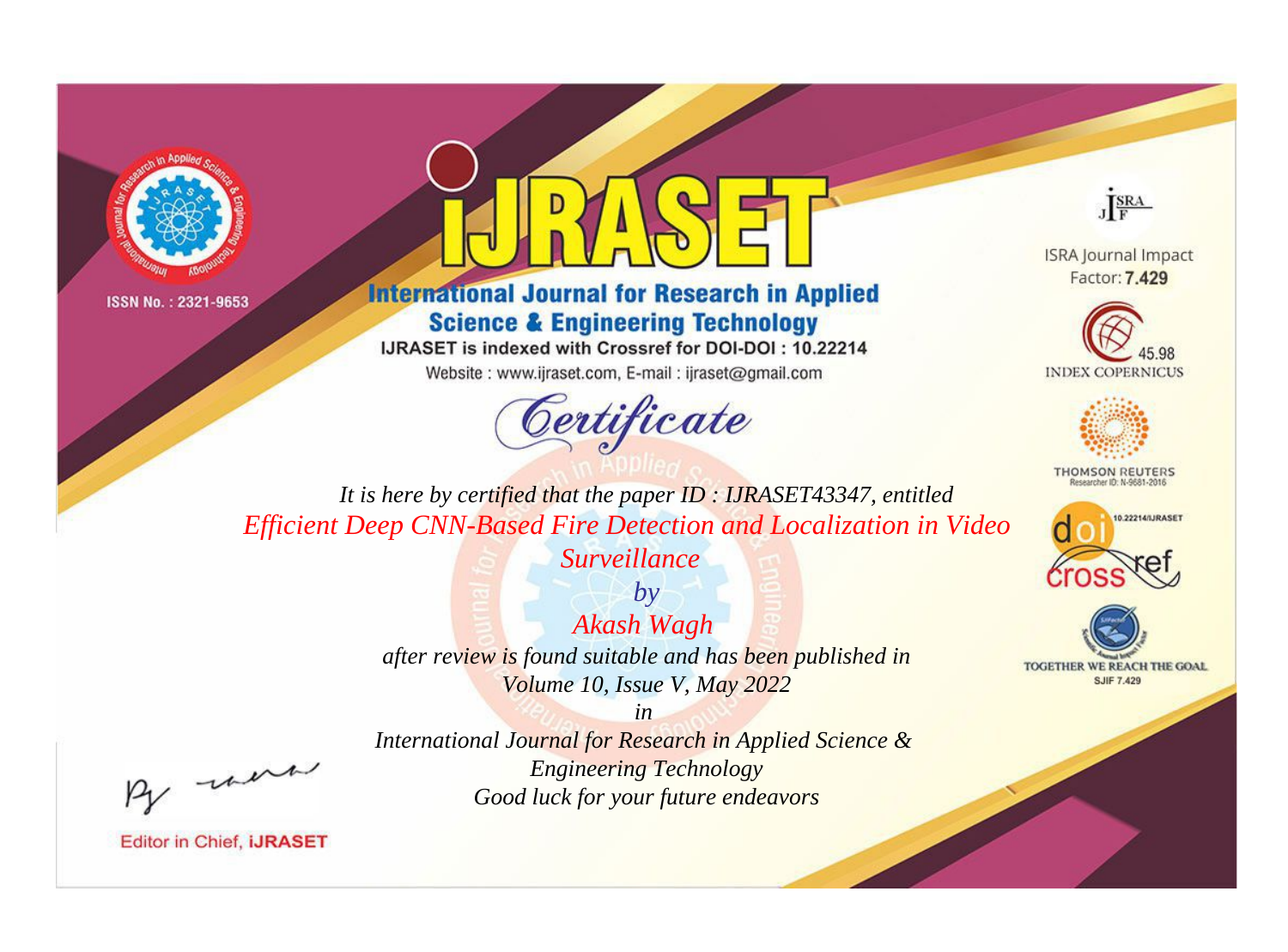ISSN No. : 2321-9653

# iJRASET

## International Journal for Research in Applied Science & Engineering Technology

IJRASET is indexed with Crossref for DOI-DOI : 10.22214

Website : www.ijraset.com, E-mail : ijraset@gmail.com

# Certificate

*It is here by certified that the paper ID : IJRASET43347, entitled*

*Efficient Deep CNN-Based Fire Detection and Localization in Video Surveillance*

*by*

*Akash Wagh*

*after review is found suitable and has been published in*

*Volume 10, Issue V, May 2022*

*in*

*International Journal for Research in Applied Science & Engineering Technology*

*Good luck for your future endeavors*

ISRA Journal Impact Factor: **7.429**

45.98 INDEX COPERNICUS

THOMSON REUTERS Researcher ID: N-9681-2016

10.22214/IJRASET

TOGETHER WE REACH THE GOAL SJIF 7.429

Editor in Chief, **iJRASET**